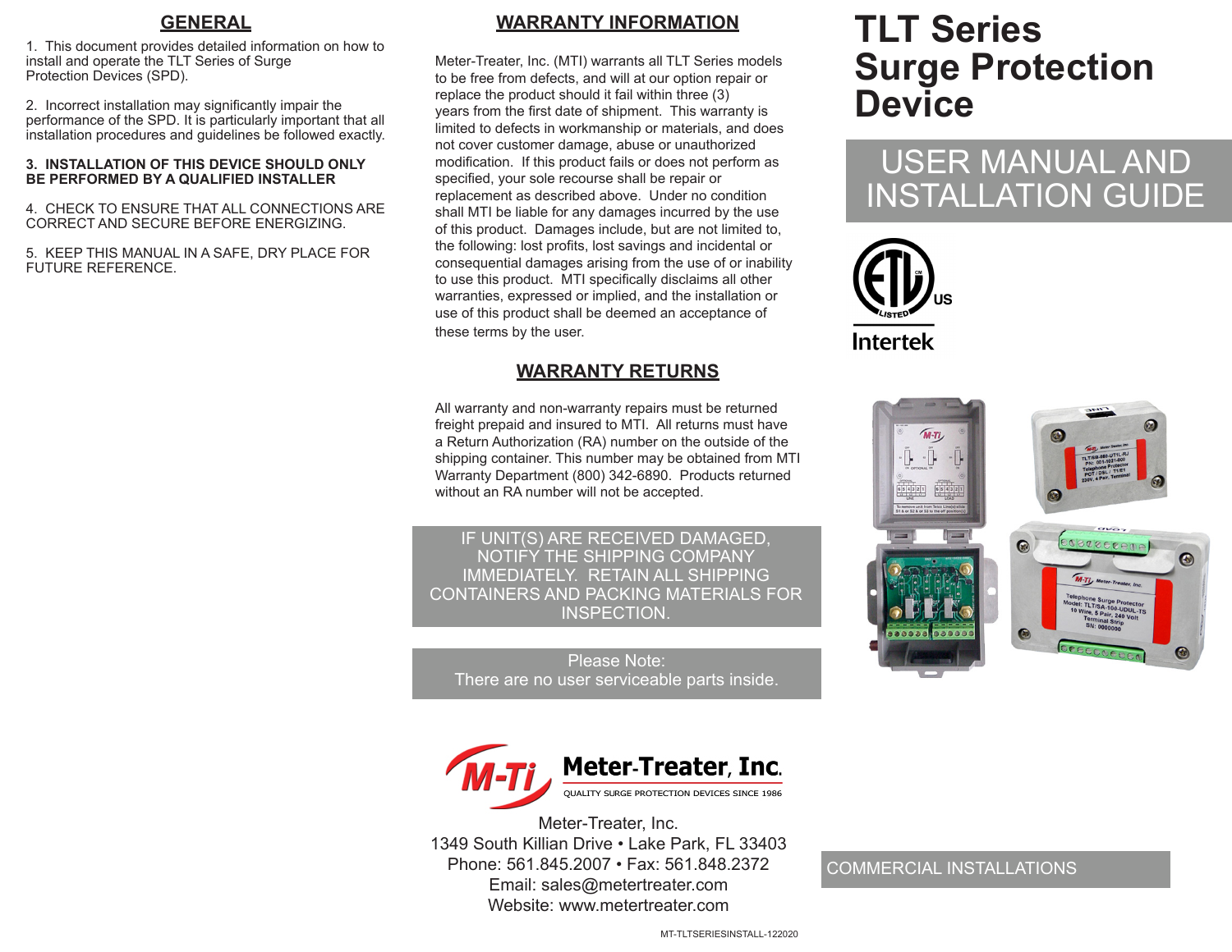# TLT Series Surge Protection Device

## USER MANUAL AND INSTALLATION GUIDE

Intertek

COMMERCIAL INSTALLATIONS

## GENERAL

1. This document provides detailed information on how to install and operate the TLT Series of Surge Protection Devices (SPD).

2. Incorrect installation may significantly impair the performance of the SPD. It is particularly important that all installation procedures and guidelines be followed exactly.

**3. INSTALLATION OF THIS DEVICE SHOULD ONLY BE PERFORMED BY A QUALIFIED INSTALLER**

4. CHECK TO ENSURE THAT ALL CONNECTIONS ARE CORRECT AND SECURE BEFORE ENERGIZING.

5. KEEP THIS MANUAL IN A SAFE, DRY PLACE FOR FUTURE REFERENCE.

## WARRANTY INFORMATION

Meter-Treater, Inc. (MTI) warrants all TLT Series models to be free from defects, and will at our option repair or replace the product should it fail within three (3) years from the first date of shipment. This warranty is limited to defects in workmanship or materials, and does not cover customer damage, abuse or unauthorized modification. If this product fails or does not perform as specified, your sole recourse shall be repair or replacement as described above. Under no condition shall MTI be liable for any damages incurred by the use of this product. Damages include, but are not limited to, the following: lost profits, lost savings and incidental or consequential damages arising from the use of or inability to use this product. MTI specifically disclaims all other warranties, expressed or implied, and the installation or use of this product shall be deemed an acceptance of these terms by the user.

## WARRANTY RETURNS

All warranty and non-warranty repairs must be returned freight prepaid and insured to MTI. All returns must have a Return Authorization (RA) number on the outside of the shipping container. This number may be obtained from MTI Warranty Department (800) 342-6890. Products returned without an RA number will not be accepted.

IF UNIT(S) ARE RECEIVED DAMAGED, NOTIFY THE SHIPPING COMPANY IMMEDIATELY. RETAIN ALL SHIPPING CONTAINERS AND PACKING MATERIALS FOR INSPECTION.

Please Note:
There are no user serviceable parts inside.

**Meter-Treater, Inc.**
QUALITY SURGE PROTECTION DEVICES SINCE 1986

Meter-Treater, Inc.
1349 South Killian Drive • Lake Park, FL 33403
Phone: 561.845.2007 • Fax: 561.848.2372
Email: sales@metertreater.com
Website: www.metertreater.com

MT-TLTSERIESINSTALL-122020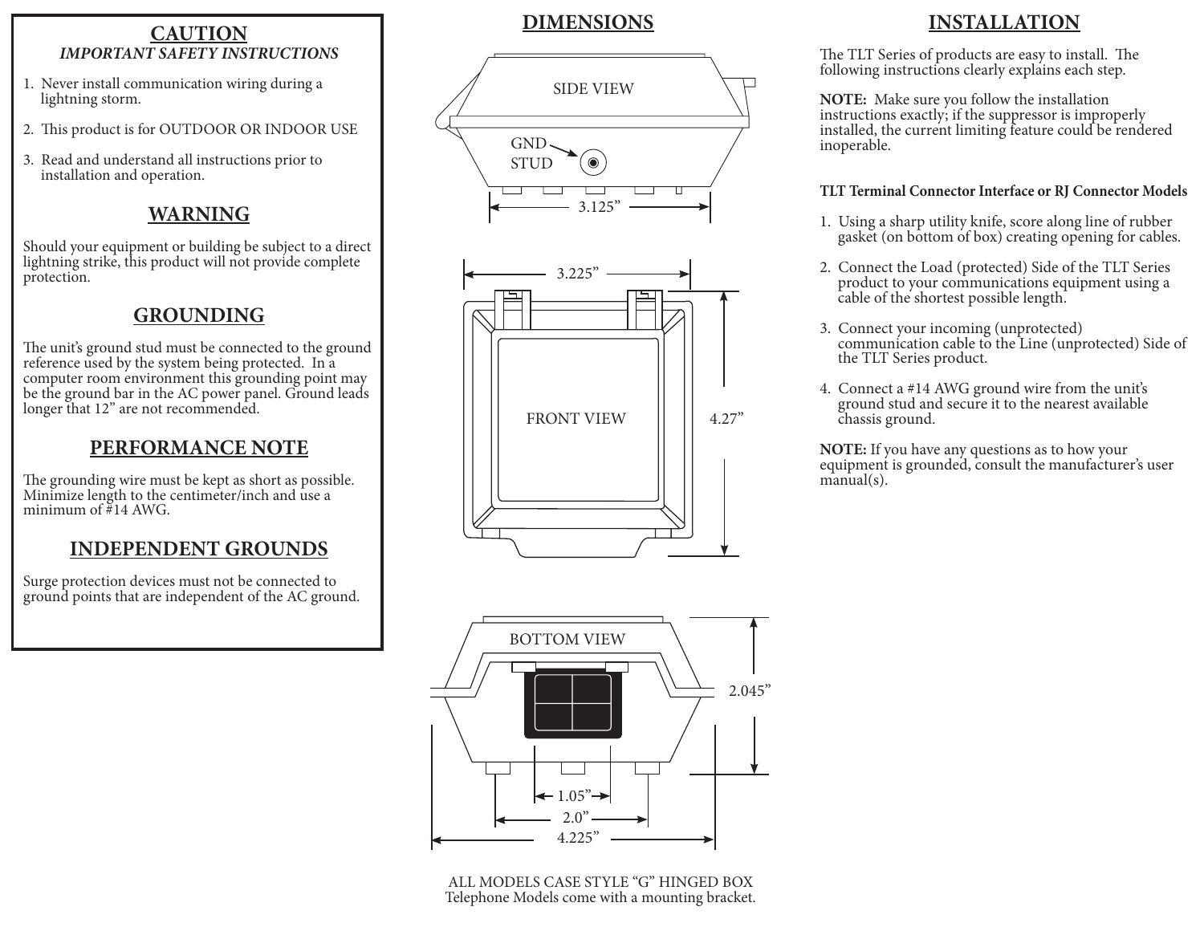## CAUTION

***IMPORTANT SAFETY INSTRUCTIONS***

1. Never install communication wiring during a lightning storm.
2. This product is for OUTDOOR OR INDOOR USE
3. Read and understand all instructions prior to installation and operation.

## WARNING

Should your equipment or building be subject to a direct lightning strike, this product will not provide complete protection.

## GROUNDING

The unit's ground stud must be connected to the ground reference used by the system being protected. In a computer room environment this grounding point may be the ground bar in the AC power panel. Ground leads longer that 12" are not recommended.

## PERFORMANCE NOTE

The grounding wire must be kept as short as possible. Minimize length to the centimeter/inch and use a minimum of #14 AWG.

## INDEPENDENT GROUNDS

Surge protection devices must not be connected to ground points that are independent of the AC ground.

## DIMENSIONS

SIDE VIEW

GND STUD

3.125"

3.225"

FRONT VIEW

4.27"

BOTTOM VIEW

2.045"

1.05"

2.0"

4.225"

ALL MODELS CASE STYLE "G" HINGED BOX
Telephone Models come with a mounting bracket.

## INSTALLATION

The TLT Series of products are easy to install. The following instructions clearly explains each step.

**NOTE:** Make sure you follow the installation instructions exactly; if the suppressor is improperly installed, the current limiting feature could be rendered inoperable.

**TLT Terminal Connector Interface or RJ Connector Models**

1. Using a sharp utility knife, score along line of rubber gasket (on bottom of box) creating opening for cables.
2. Connect the Load (protected) Side of the TLT Series product to your communications equipment using a cable of the shortest possible length.
3. Connect your incoming (unprotected) communication cable to the Line (unprotected) Side of the TLT Series product.
4. Connect a #14 AWG ground wire from the unit's ground stud and secure it to the nearest available chassis ground.

**NOTE:** If you have any questions as to how your equipment is grounded, consult the manufacturer's user manual(s).